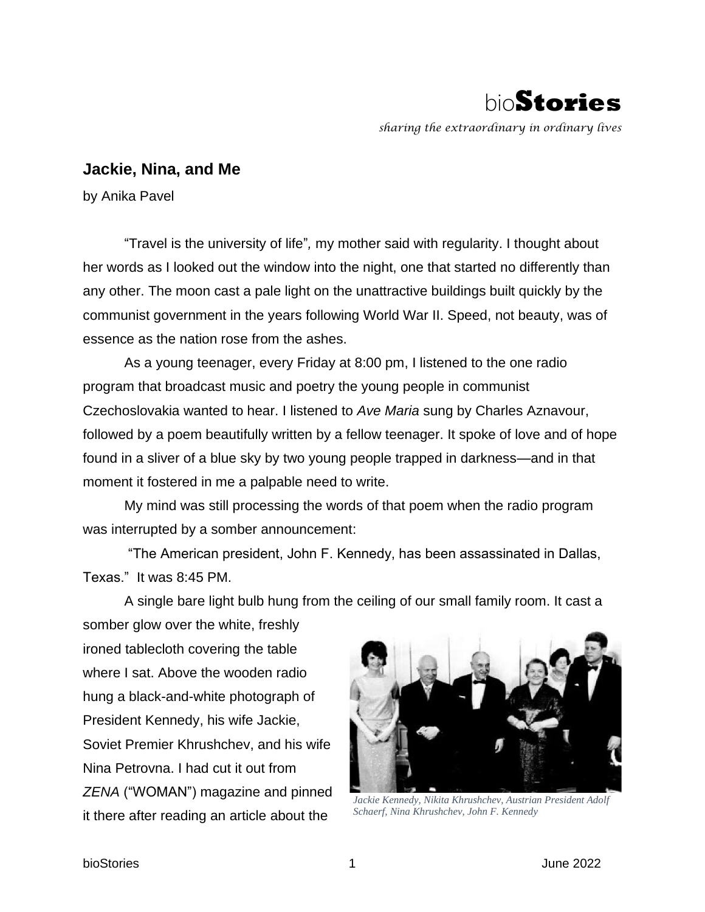# Jackie, Nina, and Me

by Anika Pavel

"Travel is the university of life", my mother said with regularity. I thought about her words as I looked out the window into the night, one that started no differently than any other. The moon cast a pale light on the unattractive buildings built quickly by the communist government in the years following World War II. Speed, not beauty, was of essence as the nation rose from the ashes.

As a young teenager, every Friday at 8:00 pm, I listened to the one radio program that broadcast music and poetry the young people in communist Czechoslovakia wanted to hear. I listened to *Ave Maria* sung by Charles Aznavour, followed by a poem beautifully written by a fellow teenager. It spoke of love and of hope found in a sliver of a blue sky by two young people trapped in darkness—and in that moment it fostered in me a palpable need to write.

My mind was still processing the words of that poem when the radio program was interrupted by a somber announcement:

"The American president, John F. Kennedy, has been assassinated in Dallas, Texas." It was 8:45 PM.

A single bare light bulb hung from the ceiling of our small family room. It cast a somber glow over the white, freshly ironed tablecloth covering the table where I sat. Above the wooden radio hung a black-and-white photograph of President Kennedy, his wife Jackie, Soviet Premier Khrushchev, and his wife Nina Petrovna. I had cut it out from *ZENA* ("WOMAN") magazine and pinned it there after reading an article about the

*Jackie Kennedy, Nikita Khrushchev, Austrian President Adolf Schaerf, Nina Khrushchev, John F. Kennedy*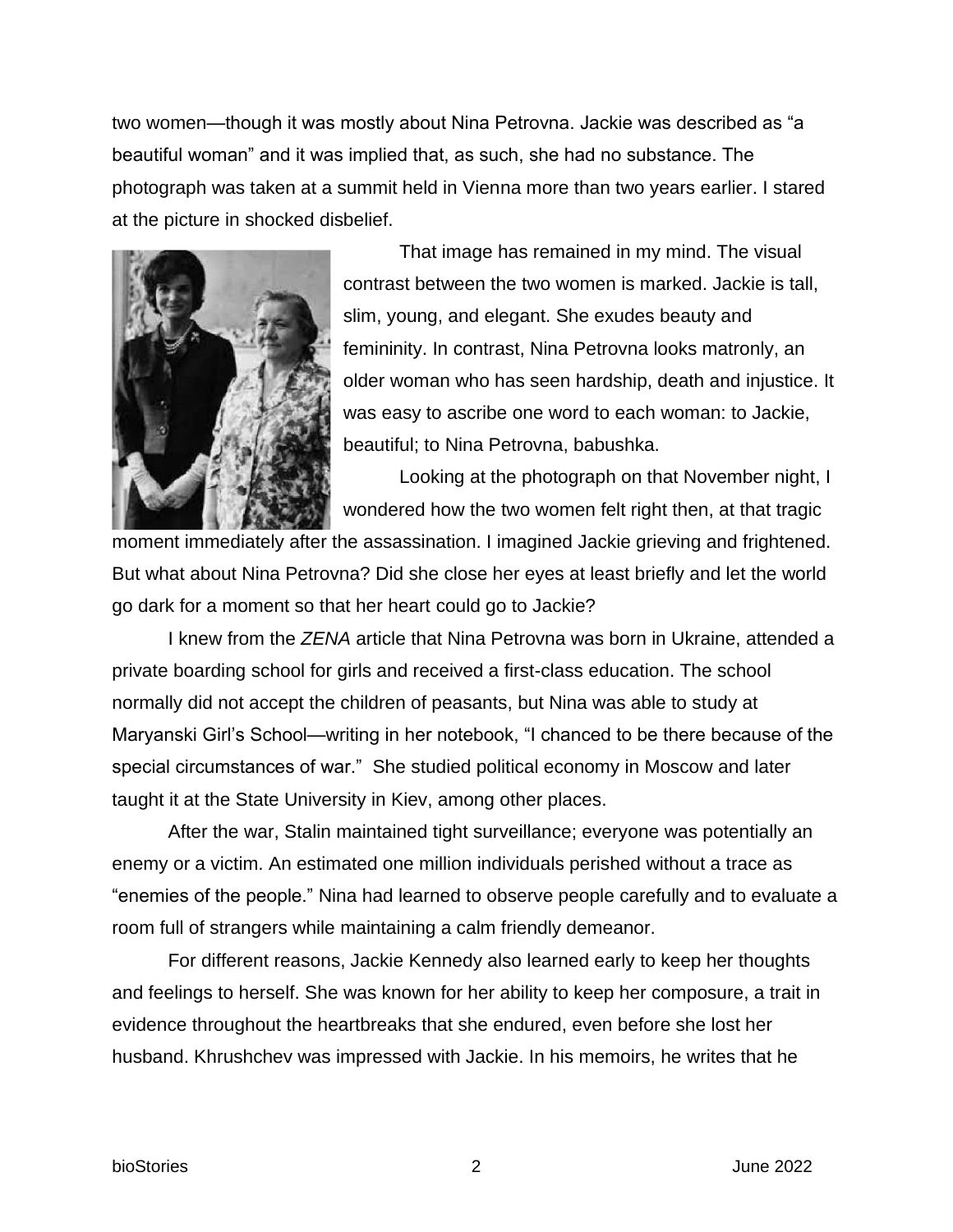two women—though it was mostly about Nina Petrovna. Jackie was described as "a beautiful woman" and it was implied that, as such, she had no substance. The photograph was taken at a summit held in Vienna more than two years earlier. I stared at the picture in shocked disbelief.

That image has remained in my mind. The visual contrast between the two women is marked. Jackie is tall, slim, young, and elegant. She exudes beauty and femininity. In contrast, Nina Petrovna looks matronly, an older woman who has seen hardship, death and injustice. It was easy to ascribe one word to each woman: to Jackie, beautiful; to Nina Petrovna, babushka.

Looking at the photograph on that November night, I wondered how the two women felt right then, at that tragic moment immediately after the assassination. I imagined Jackie grieving and frightened. But what about Nina Petrovna? Did she close her eyes at least briefly and let the world go dark for a moment so that her heart could go to Jackie?

I knew from the *ZENA* article that Nina Petrovna was born in Ukraine, attended a private boarding school for girls and received a first-class education. The school normally did not accept the children of peasants, but Nina was able to study at Maryanski Girl's School—writing in her notebook, "I chanced to be there because of the special circumstances of war." She studied political economy in Moscow and later taught it at the State University in Kiev, among other places.

After the war, Stalin maintained tight surveillance; everyone was potentially an enemy or a victim. An estimated one million individuals perished without a trace as "enemies of the people." Nina had learned to observe people carefully and to evaluate a room full of strangers while maintaining a calm friendly demeanor.

For different reasons, Jackie Kennedy also learned early to keep her thoughts and feelings to herself. She was known for her ability to keep her composure, a trait in evidence throughout the heartbreaks that she endured, even before she lost her husband. Khrushchev was impressed with Jackie. In his memoirs, he writes that he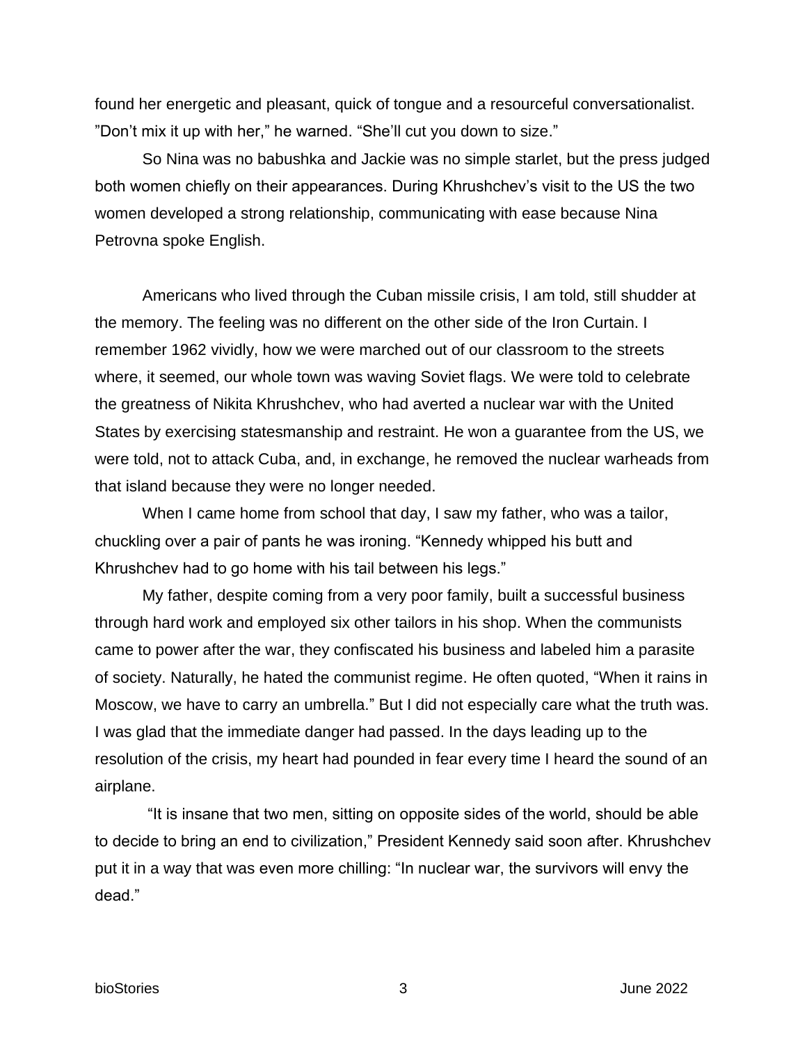found her energetic and pleasant, quick of tongue and a resourceful conversationalist. ”Don’t mix it up with her,” he warned. “She’ll cut you down to size.”

So Nina was no babushka and Jackie was no simple starlet, but the press judged both women chiefly on their appearances. During Khrushchev’s visit to the US the two women developed a strong relationship, communicating with ease because Nina Petrovna spoke English.

Americans who lived through the Cuban missile crisis, I am told, still shudder at the memory. The feeling was no different on the other side of the Iron Curtain. I remember 1962 vividly, how we were marched out of our classroom to the streets where, it seemed, our whole town was waving Soviet flags. We were told to celebrate the greatness of Nikita Khrushchev, who had averted a nuclear war with the United States by exercising statesmanship and restraint. He won a guarantee from the US, we were told, not to attack Cuba, and, in exchange, he removed the nuclear warheads from that island because they were no longer needed.

When I came home from school that day, I saw my father, who was a tailor, chuckling over a pair of pants he was ironing. “Kennedy whipped his butt and Khrushchev had to go home with his tail between his legs.”

My father, despite coming from a very poor family, built a successful business through hard work and employed six other tailors in his shop. When the communists came to power after the war, they confiscated his business and labeled him a parasite of society. Naturally, he hated the communist regime. He often quoted, “When it rains in Moscow, we have to carry an umbrella.” But I did not especially care what the truth was. I was glad that the immediate danger had passed. In the days leading up to the resolution of the crisis, my heart had pounded in fear every time I heard the sound of an airplane.

“It is insane that two men, sitting on opposite sides of the world, should be able to decide to bring an end to civilization,” President Kennedy said soon after. Khrushchev put it in a way that was even more chilling: “In nuclear war, the survivors will envy the dead.”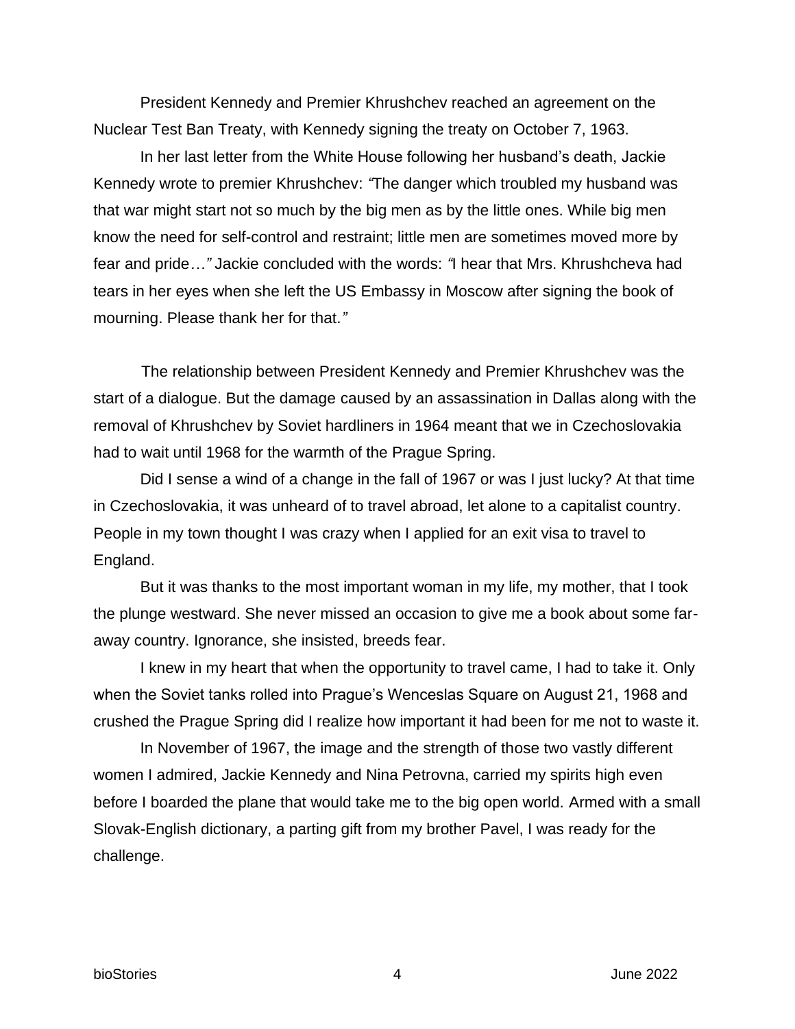President Kennedy and Premier Khrushchev reached an agreement on the Nuclear Test Ban Treaty, with Kennedy signing the treaty on October 7, 1963.

In her last letter from the White House following her husband's death, Jackie Kennedy wrote to premier Khrushchev: *"The danger which troubled my husband was that war might start not so much by the big men as by the little ones. While big men know the need for self-control and restraint; little men are sometimes moved more by fear and pride…"* Jackie concluded with the words: *"I hear that Mrs. Khrushcheva had tears in her eyes when she left the US Embassy in Moscow after signing the book of mourning. Please thank her for that."*

The relationship between President Kennedy and Premier Khrushchev was the start of a dialogue. But the damage caused by an assassination in Dallas along with the removal of Khrushchev by Soviet hardliners in 1964 meant that we in Czechoslovakia had to wait until 1968 for the warmth of the Prague Spring.

Did I sense a wind of a change in the fall of 1967 or was I just lucky? At that time in Czechoslovakia, it was unheard of to travel abroad, let alone to a capitalist country. People in my town thought I was crazy when I applied for an exit visa to travel to England.

But it was thanks to the most important woman in my life, my mother, that I took the plunge westward. She never missed an occasion to give me a book about some far-away country. Ignorance, she insisted, breeds fear.

I knew in my heart that when the opportunity to travel came, I had to take it. Only when the Soviet tanks rolled into Prague's Wenceslas Square on August 21, 1968 and crushed the Prague Spring did I realize how important it had been for me not to waste it.

In November of 1967, the image and the strength of those two vastly different women I admired, Jackie Kennedy and Nina Petrovna, carried my spirits high even before I boarded the plane that would take me to the big open world. Armed with a small Slovak-English dictionary, a parting gift from my brother Pavel, I was ready for the challenge.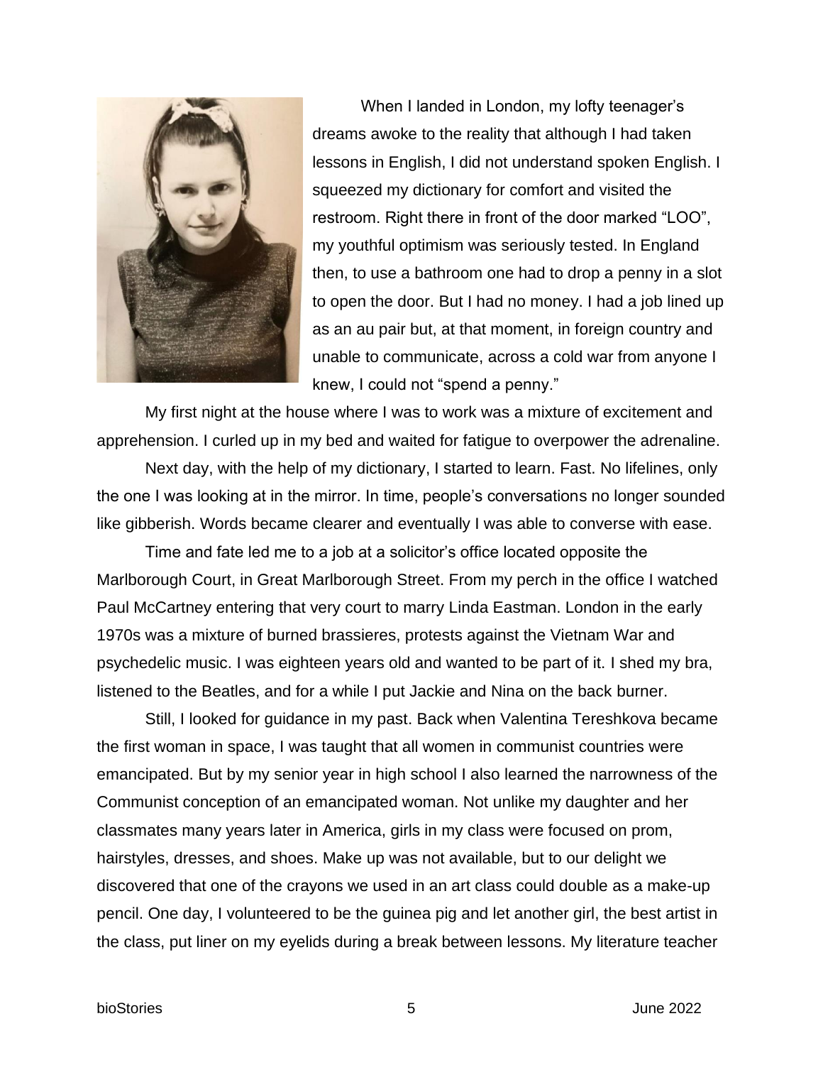When I landed in London, my lofty teenager's dreams awoke to the reality that although I had taken lessons in English, I did not understand spoken English. I squeezed my dictionary for comfort and visited the restroom. Right there in front of the door marked "LOO", my youthful optimism was seriously tested. In England then, to use a bathroom one had to drop a penny in a slot to open the door. But I had no money. I had a job lined up as an au pair but, at that moment, in foreign country and unable to communicate, across a cold war from anyone I knew, I could not "spend a penny."

My first night at the house where I was to work was a mixture of excitement and apprehension. I curled up in my bed and waited for fatigue to overpower the adrenaline.

Next day, with the help of my dictionary, I started to learn. Fast. No lifelines, only the one I was looking at in the mirror. In time, people's conversations no longer sounded like gibberish. Words became clearer and eventually I was able to converse with ease.

Time and fate led me to a job at a solicitor's office located opposite the Marlborough Court, in Great Marlborough Street. From my perch in the office I watched Paul McCartney entering that very court to marry Linda Eastman. London in the early 1970s was a mixture of burned brassieres, protests against the Vietnam War and psychedelic music. I was eighteen years old and wanted to be part of it. I shed my bra, listened to the Beatles, and for a while I put Jackie and Nina on the back burner.

Still, I looked for guidance in my past. Back when Valentina Tereshkova became the first woman in space, I was taught that all women in communist countries were emancipated. But by my senior year in high school I also learned the narrowness of the Communist conception of an emancipated woman. Not unlike my daughter and her classmates many years later in America, girls in my class were focused on prom, hairstyles, dresses, and shoes. Make up was not available, but to our delight we discovered that one of the crayons we used in an art class could double as a make-up pencil. One day, I volunteered to be the guinea pig and let another girl, the best artist in the class, put liner on my eyelids during a break between lessons. My literature teacher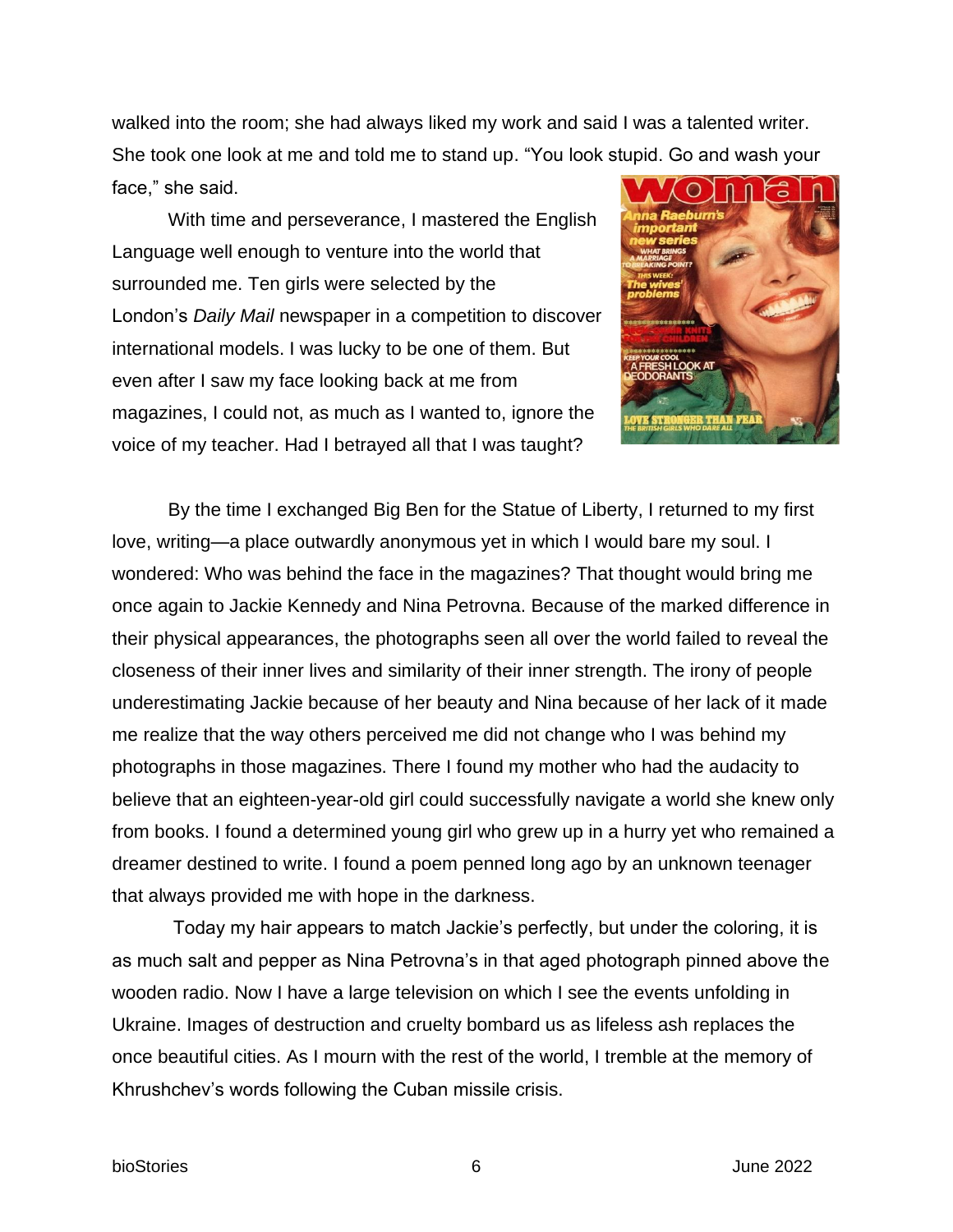walked into the room; she had always liked my work and said I was a talented writer. She took one look at me and told me to stand up. “You look stupid. Go and wash your face,” she said.

With time and perseverance, I mastered the English Language well enough to venture into the world that surrounded me. Ten girls were selected by the London’s *Daily Mail* newspaper in a competition to discover international models. I was lucky to be one of them. But even after I saw my face looking back at me from magazines, I could not, as much as I wanted to, ignore the voice of my teacher. Had I betrayed all that I was taught?

By the time I exchanged Big Ben for the Statue of Liberty, I returned to my first love, writing—a place outwardly anonymous yet in which I would bare my soul. I wondered: Who was behind the face in the magazines? That thought would bring me once again to Jackie Kennedy and Nina Petrovna. Because of the marked difference in their physical appearances, the photographs seen all over the world failed to reveal the closeness of their inner lives and similarity of their inner strength. The irony of people underestimating Jackie because of her beauty and Nina because of her lack of it made me realize that the way others perceived me did not change who I was behind my photographs in those magazines. There I found my mother who had the audacity to believe that an eighteen-year-old girl could successfully navigate a world she knew only from books. I found a determined young girl who grew up in a hurry yet who remained a dreamer destined to write. I found a poem penned long ago by an unknown teenager that always provided me with hope in the darkness.

Today my hair appears to match Jackie’s perfectly, but under the coloring, it is as much salt and pepper as Nina Petrovna’s in that aged photograph pinned above the wooden radio. Now I have a large television on which I see the events unfolding in Ukraine. Images of destruction and cruelty bombard us as lifeless ash replaces the once beautiful cities. As I mourn with the rest of the world, I tremble at the memory of Khrushchev’s words following the Cuban missile crisis.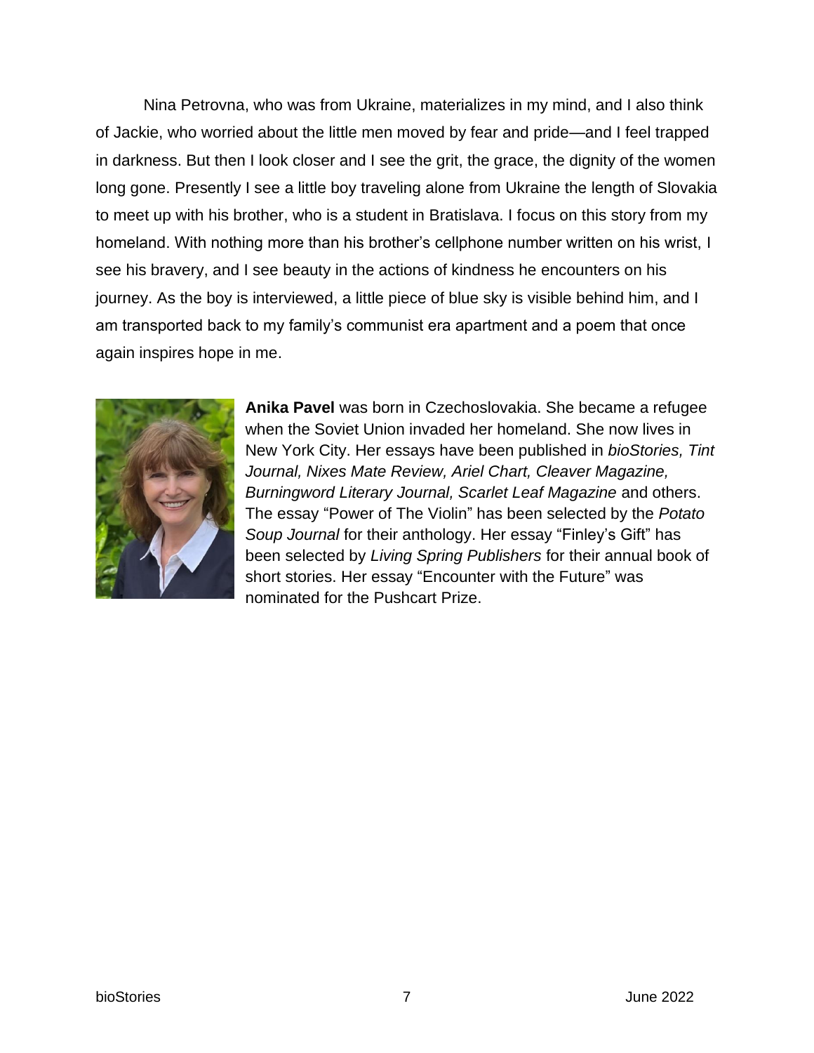Nina Petrovna, who was from Ukraine, materializes in my mind, and I also think of Jackie, who worried about the little men moved by fear and pride—and I feel trapped in darkness. But then I look closer and I see the grit, the grace, the dignity of the women long gone. Presently I see a little boy traveling alone from Ukraine the length of Slovakia to meet up with his brother, who is a student in Bratislava. I focus on this story from my homeland. With nothing more than his brother's cellphone number written on his wrist, I see his bravery, and I see beauty in the actions of kindness he encounters on his journey. As the boy is interviewed, a little piece of blue sky is visible behind him, and I am transported back to my family's communist era apartment and a poem that once again inspires hope in me.

**Anika Pavel** was born in Czechoslovakia. She became a refugee when the Soviet Union invaded her homeland. She now lives in New York City. Her essays have been published in *bioStories, Tint Journal, Nixes Mate Review, Ariel Chart, Cleaver Magazine, Burningword Literary Journal, Scarlet Leaf Magazine* and others. The essay "Power of The Violin" has been selected by the *Potato Soup Journal* for their anthology. Her essay "Finley's Gift" has been selected by *Living Spring Publishers* for their annual book of short stories. Her essay "Encounter with the Future" was nominated for the Pushcart Prize.